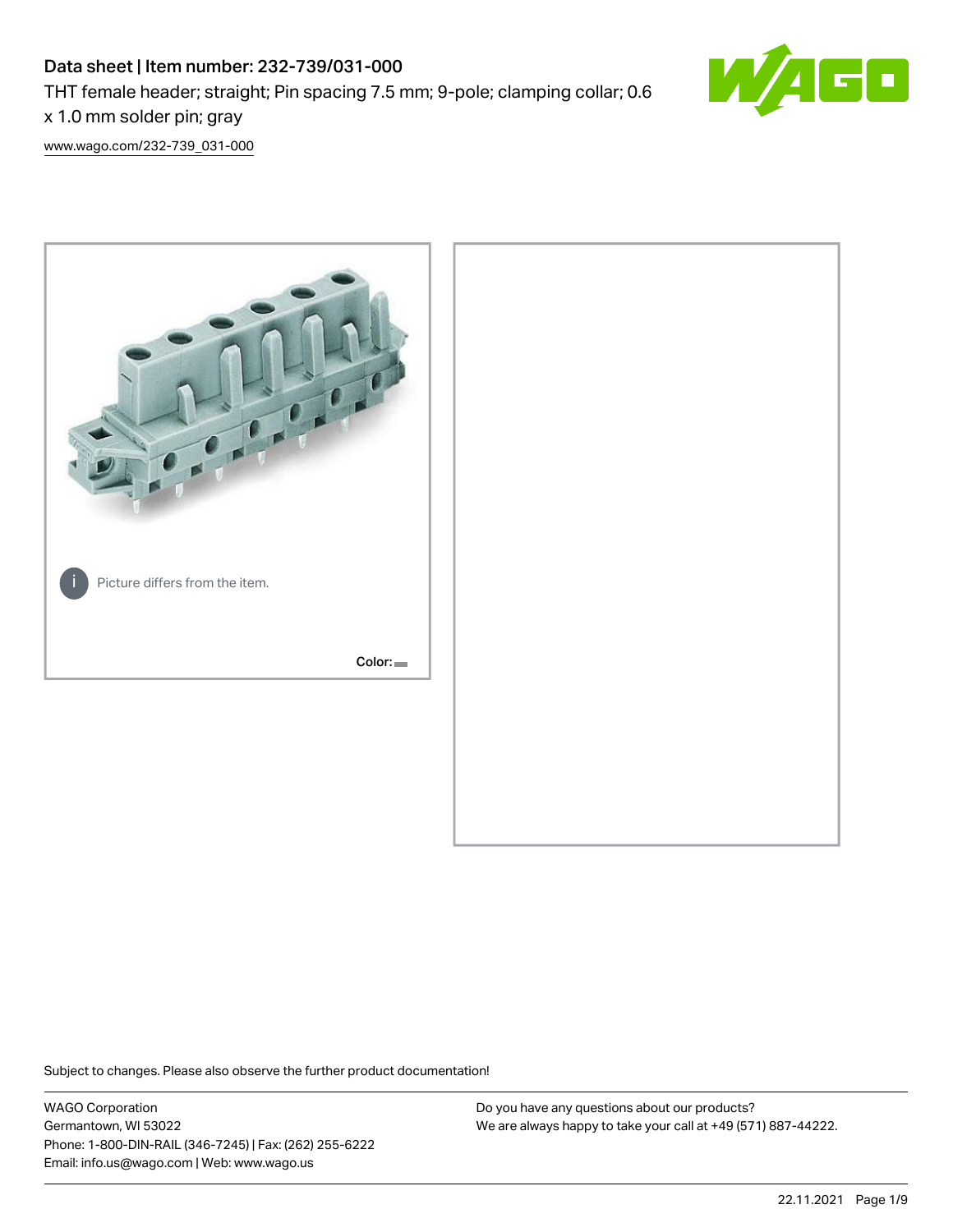# Data sheet | Item number: 232-739/031-000

THT female header; straight; Pin spacing 7.5 mm; 9-pole; clamping collar; 0.6 x 1.0 mm solder pin; gray

[www.wago.com/232-739_031-000](www.wago.com/232-739_031-000)

Picture differs from the item.

Color:

Subject to changes. Please also observe the further product documentation!

WAGO Corporation
Germantown, WI 53022
Phone: 1-800-DIN-RAIL (346-7245) | Fax: (262) 255-6222
Email: info.us@wago.com | Web: www.wago.us

Do you have any questions about our products?
We are always happy to take your call at +49 (571) 887-44222.

22.11.2021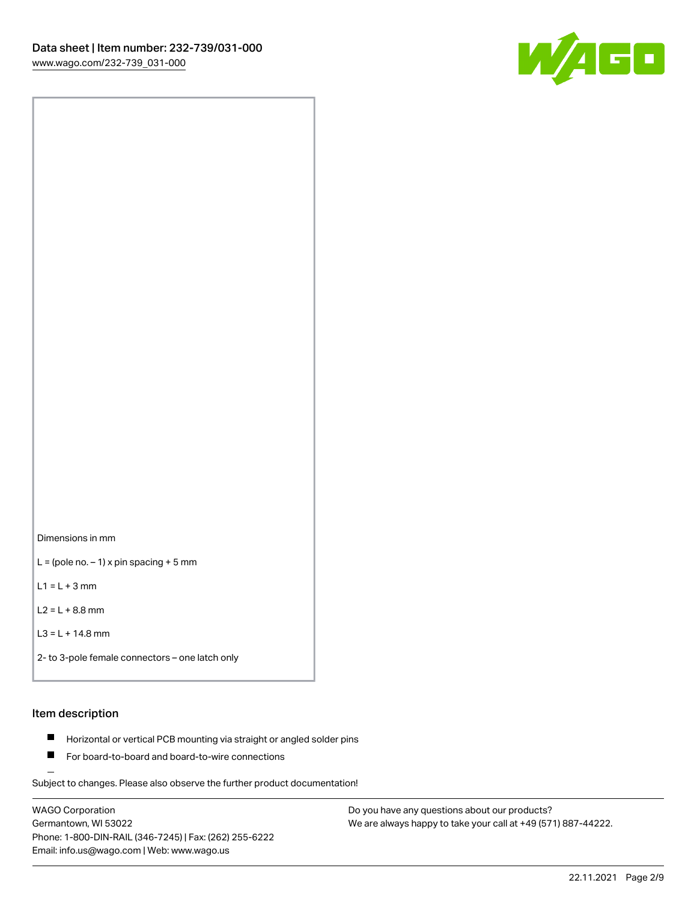Dimensions in mm

L = (pole no. – 1) x pin spacing + 5 mm

L1 = L + 3 mm

L2 = L + 8.8 mm

L3 = L + 14.8 mm

2- to 3-pole female connectors – one latch only

## Item description

- Horizontal or vertical PCB mounting via straight or angled solder pins
- For board-to-board and board-to-wire connections

Subject to changes. Please also observe the further product documentation!

WAGO Corporation
Germantown, WI 53022
Phone: 1-800-DIN-RAIL (346-7245) | Fax: (262) 255-6222
Email: info.us@wago.com | Web: www.wago.us

Do you have any questions about our products?
We are always happy to take your call at +49 (571) 887-44222.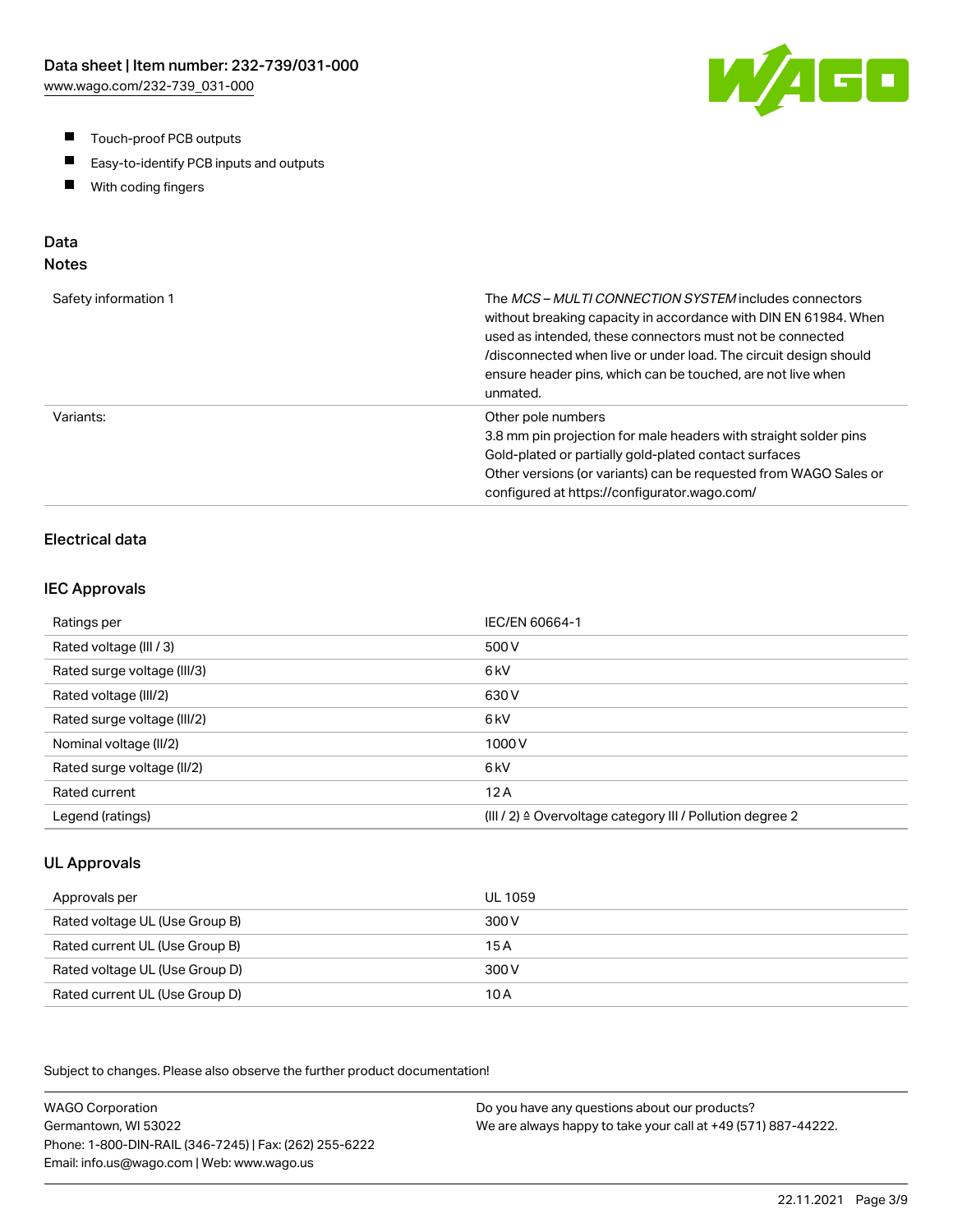- Touch-proof PCB outputs
- Easy-to-identify PCB inputs and outputs
- With coding fingers

## Data
### Notes

| | |
|---|---|
| Safety information 1 | The *MCS – MULTI CONNECTION SYSTEM* includes connectors without breaking capacity in accordance with DIN EN 61984. When used as intended, these connectors must not be connected /disconnected when live or under load. The circuit design should ensure header pins, which can be touched, are not live when unmated. |
| Variants: | Other pole numbers<br>3.8 mm pin projection for male headers with straight solder pins<br>Gold-plated or partially gold-plated contact surfaces<br>Other versions (or variants) can be requested from WAGO Sales or configured at https://configurator.wago.com/ |

### Electrical data

### IEC Approvals

| | |
|---|---|
| Ratings per | IEC/EN 60664-1 |
| Rated voltage (III / 3) | 500 V |
| Rated surge voltage (III/3) | 6 kV |
| Rated voltage (III/2) | 630 V |
| Rated surge voltage (III/2) | 6 kV |
| Nominal voltage (II/2) | 1000 V |
| Rated surge voltage (II/2) | 6 kV |
| Rated current | 12 A |
| Legend (ratings) | (III / 2) ≙ Overvoltage category III / Pollution degree 2 |

### UL Approvals

| | |
|---|---|
| Approvals per | UL 1059 |
| Rated voltage UL (Use Group B) | 300 V |
| Rated current UL (Use Group B) | 15 A |
| Rated voltage UL (Use Group D) | 300 V |
| Rated current UL (Use Group D) | 10 A |

Subject to changes. Please also observe the further product documentation!

WAGO Corporation
Germantown, WI 53022
Phone: 1-800-DIN-RAIL (346-7245) | Fax: (262) 255-6222
Email: info.us@wago.com | Web: www.wago.us

Do you have any questions about our products?
We are always happy to take your call at +49 (571) 887-44222.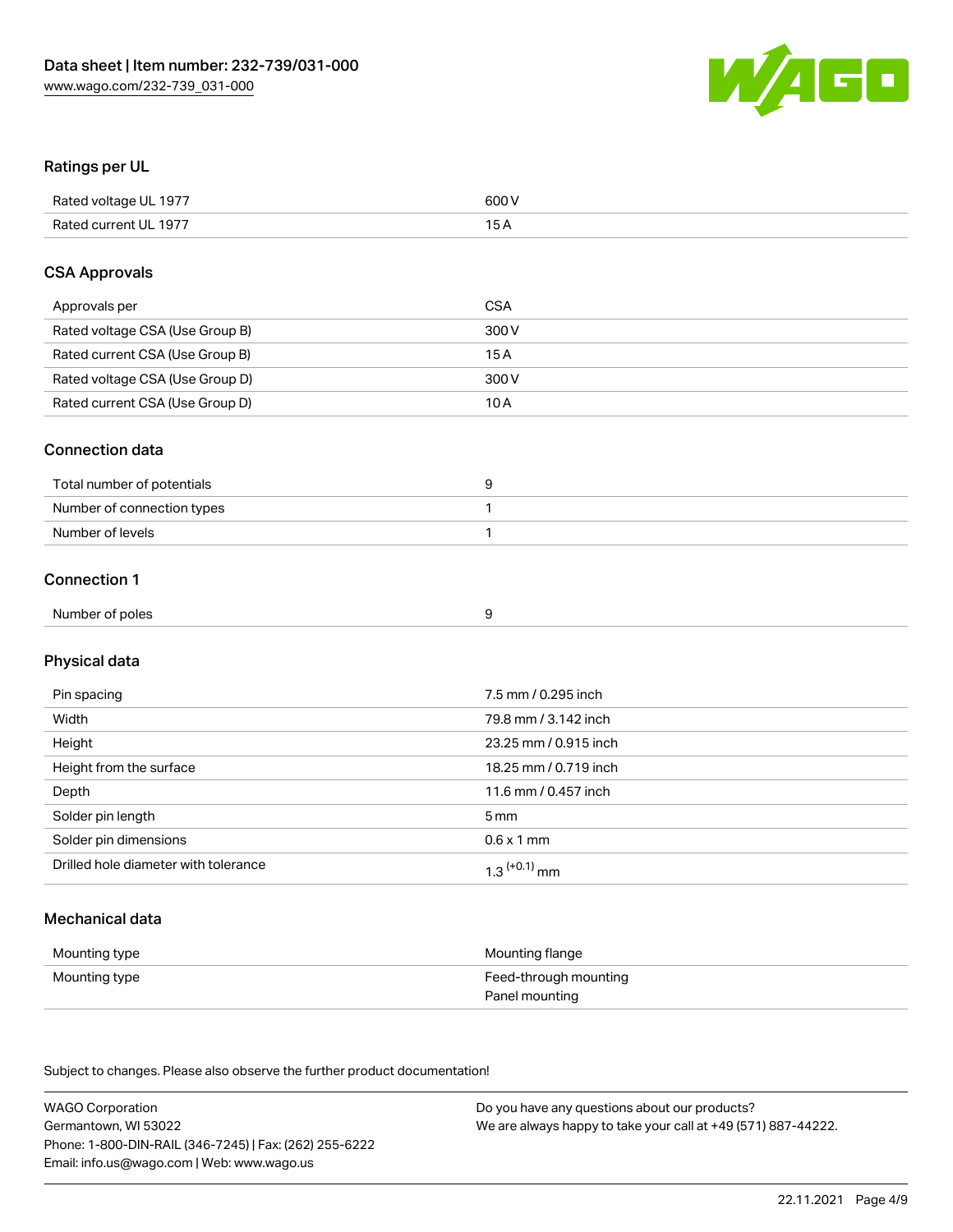## Ratings per UL

| | |
|---|---|
| Rated voltage UL 1977 | 600 V |
| Rated current UL 1977 | 15 A |

## CSA Approvals

| | |
|---|---|
| Approvals per | CSA |
| Rated voltage CSA (Use Group B) | 300 V |
| Rated current CSA (Use Group B) | 15 A |
| Rated voltage CSA (Use Group D) | 300 V |
| Rated current CSA (Use Group D) | 10 A |

## Connection data

| | |
|---|---|
| Total number of potentials | 9 |
| Number of connection types | 1 |
| Number of levels | 1 |

## Connection 1

| | |
|---|---|
| Number of poles | 9 |

## Physical data

| | |
|---|---|
| Pin spacing | 7.5 mm / 0.295 inch |
| Width | 79.8 mm / 3.142 inch |
| Height | 23.25 mm / 0.915 inch |
| Height from the surface | 18.25 mm / 0.719 inch |
| Depth | 11.6 mm / 0.457 inch |
| Solder pin length | 5 mm |
| Solder pin dimensions | 0.6 x 1 mm |
| Drilled hole diameter with tolerance | $1.3^{(+0.1)}$ mm |

## Mechanical data

| | |
|---|---|
| Mounting type | Mounting flange |
| Mounting type | Feed-through mounting<br>Panel mounting |

Subject to changes. Please also observe the further product documentation!

WAGO Corporation
Germantown, WI 53022
Phone: 1-800-DIN-RAIL (346-7245) | Fax: (262) 255-6222
Email: info.us@wago.com | Web: www.wago.us

Do you have any questions about our products?
We are always happy to take your call at +49 (571) 887-44222.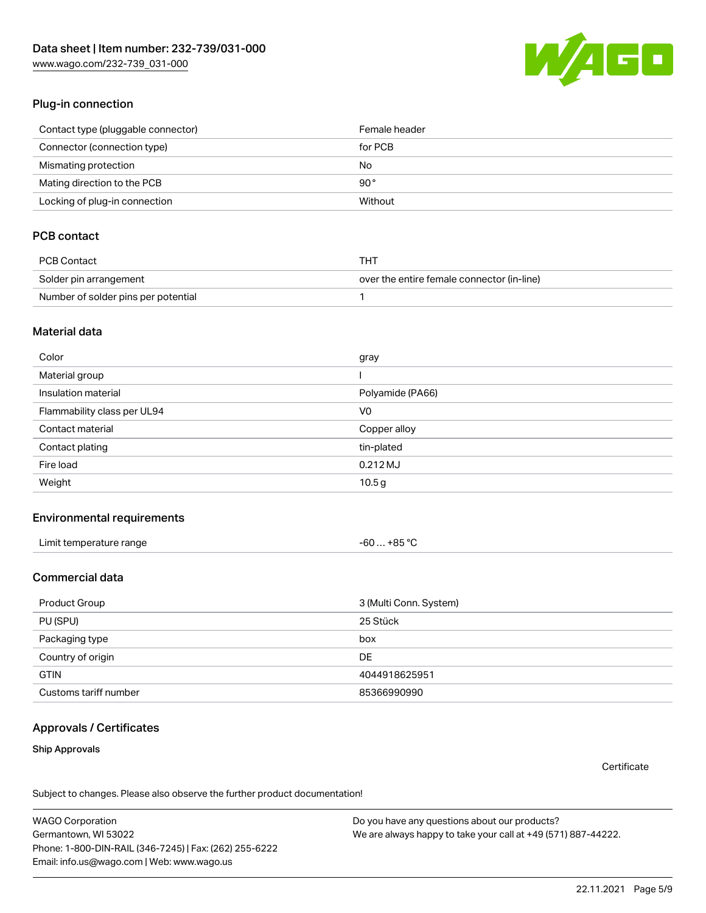## Plug-in connection

| | |
|---|---|
| Contact type (pluggable connector) | Female header |
| Connector (connection type) | for PCB |
| Mismating protection | No |
| Mating direction to the PCB | 90° |
| Locking of plug-in connection | Without |

## PCB contact

| | |
|---|---|
| PCB Contact | THT |
| Solder pin arrangement | over the entire female connector (in-line) |
| Number of solder pins per potential | 1 |

## Material data

| | |
|---|---|
| Color | gray |
| Material group | I |
| Insulation material | Polyamide (PA66) |
| Flammability class per UL94 | V0 |
| Contact material | Copper alloy |
| Contact plating | tin-plated |
| Fire load | 0.212 MJ |
| Weight | 10.5 g |

## Environmental requirements

| | |
|---|---|
| Limit temperature range | -60 … +85 °C |

## Commercial data

| | |
|---|---|
| Product Group | 3 (Multi Conn. System) |
| PU (SPU) | 25 Stück |
| Packaging type | box |
| Country of origin | DE |
| GTIN | 4044918625951 |
| Customs tariff number | 85366990990 |

## Approvals / Certificates

### Ship Approvals

Certificate

Subject to changes. Please also observe the further product documentation!

WAGO Corporation
Germantown, WI 53022
Phone: 1-800-DIN-RAIL (346-7245) | Fax: (262) 255-6222
Email: info.us@wago.com | Web: www.wago.us

Do you have any questions about our products?
We are always happy to take your call at +49 (571) 887-44222.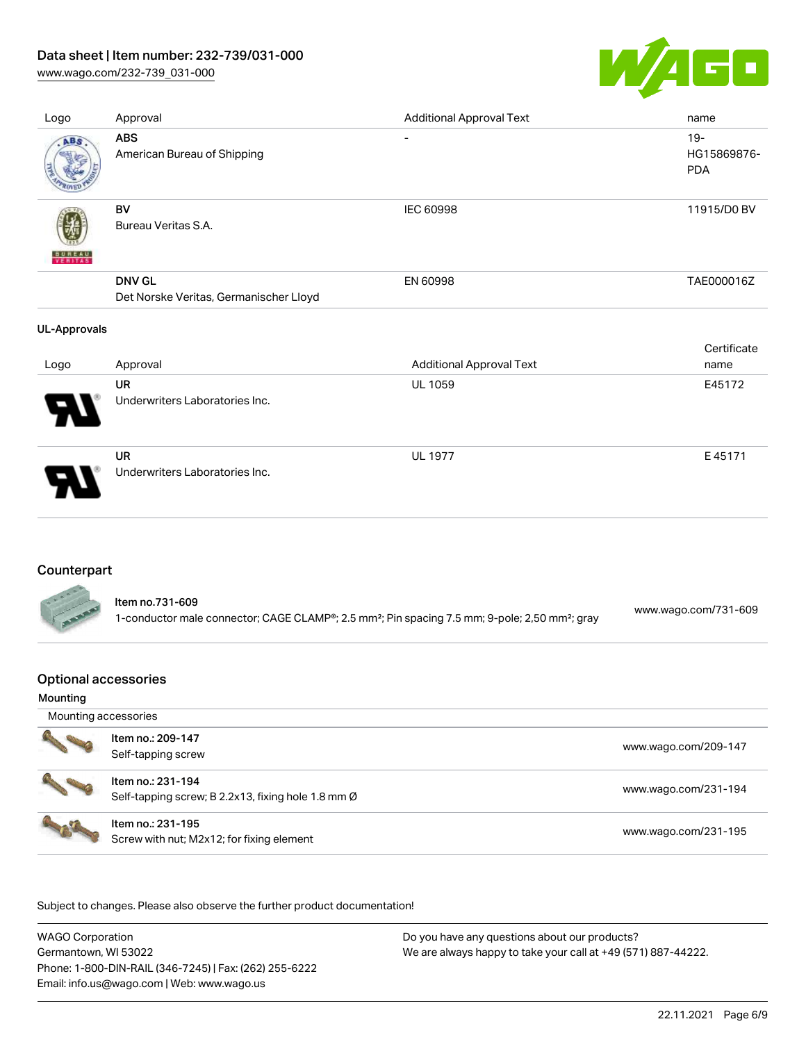| Logo | Approval | Additional Approval Text | name |
| --- | --- | --- | --- |
| | **ABS**<br>American Bureau of Shipping | - | 19-HG15869876-PDA |
| | **BV**<br>Bureau Veritas S.A. | IEC 60998 | 11915/D0 BV |
| | **DNV GL**<br>Det Norske Veritas, Germanischer Lloyd | EN 60998 | TAE000016Z |

**UL-Approvals**

| Logo | Approval | Additional Approval Text | Certificate name |
| --- | --- | --- | --- |
| | **UR**<br>Underwriters Laboratories Inc. | UL 1059 | E45172 |
| | **UR**<br>Underwriters Laboratories Inc. | UL 1977 | E 45171 |

## Counterpart

| Item | Link |
| --- | --- |
| Item no.731-609<br>1-conductor male connector; CAGE CLAMP®; 2.5 mm²; Pin spacing 7.5 mm; 9-pole; 2,50 mm²; gray | www.wago.com/731-609 |

## Optional accessories

### Mounting

Mounting accessories

| Item | Link |
| --- | --- |
| Item no.: 209-147<br>Self-tapping screw | www.wago.com/209-147 |
| Item no.: 231-194<br>Self-tapping screw; B 2.2x13, fixing hole 1.8 mm Ø | www.wago.com/231-194 |
| Item no.: 231-195<br>Screw with nut; M2x12; for fixing element | www.wago.com/231-195 |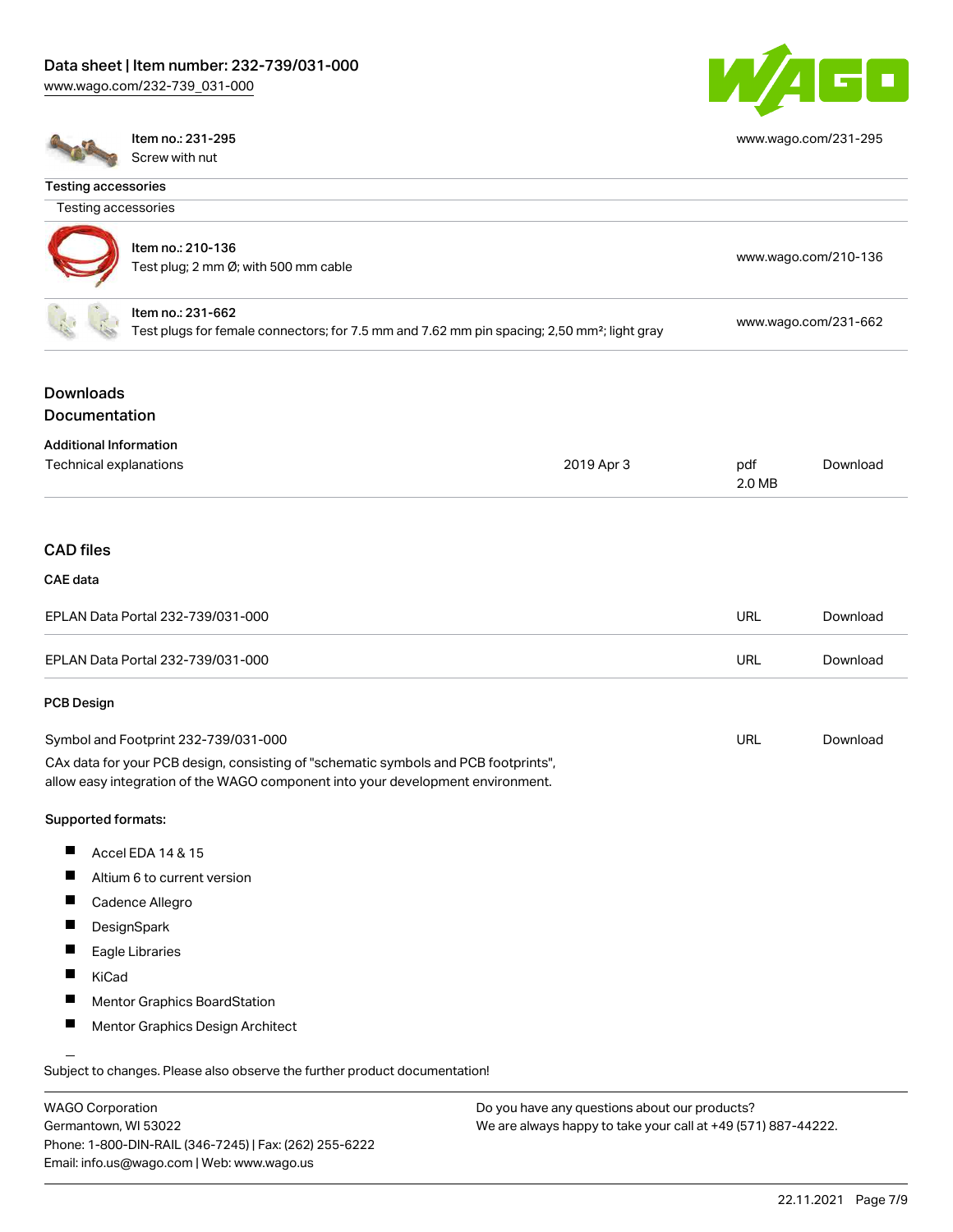| | | |
|---|---|---|
| Item no.: 231-295<br>Screw with nut | | www.wago.com/231-295 |

**Testing accessories**

Testing accessories

| | | |
|---|---|---|
| Item no.: 210-136<br>Test plug; 2 mm Ø; with 500 mm cable | | www.wago.com/210-136 |
| Item no.: 231-662<br>Test plugs for female connectors; for 7.5 mm and 7.62 mm pin spacing; 2,50 mm²; light gray | | www.wago.com/231-662 |

## Downloads

## Documentation

**Additional Information**

| | | | |
|---|---|---|---|
| Technical explanations | 2019 Apr 3 | pdf<br>2.0 MB | Download |

## CAD files

**CAE data**

| | | |
|---|---|---|
| EPLAN Data Portal 232-739/031-000 | URL | Download |
| EPLAN Data Portal 232-739/031-000 | URL | Download |

**PCB Design**

| | | |
|---|---|---|
| Symbol and Footprint 232-739/031-000 | URL | Download |

CAx data for your PCB design, consisting of "schematic symbols and PCB footprints", allow easy integration of the WAGO component into your development environment.

**Supported formats:**

- Accel EDA 14 & 15
- Altium 6 to current version
- Cadence Allegro
- DesignSpark
- Eagle Libraries
- KiCad
- Mentor Graphics BoardStation
- Mentor Graphics Design Architect

Subject to changes. Please also observe the further product documentation!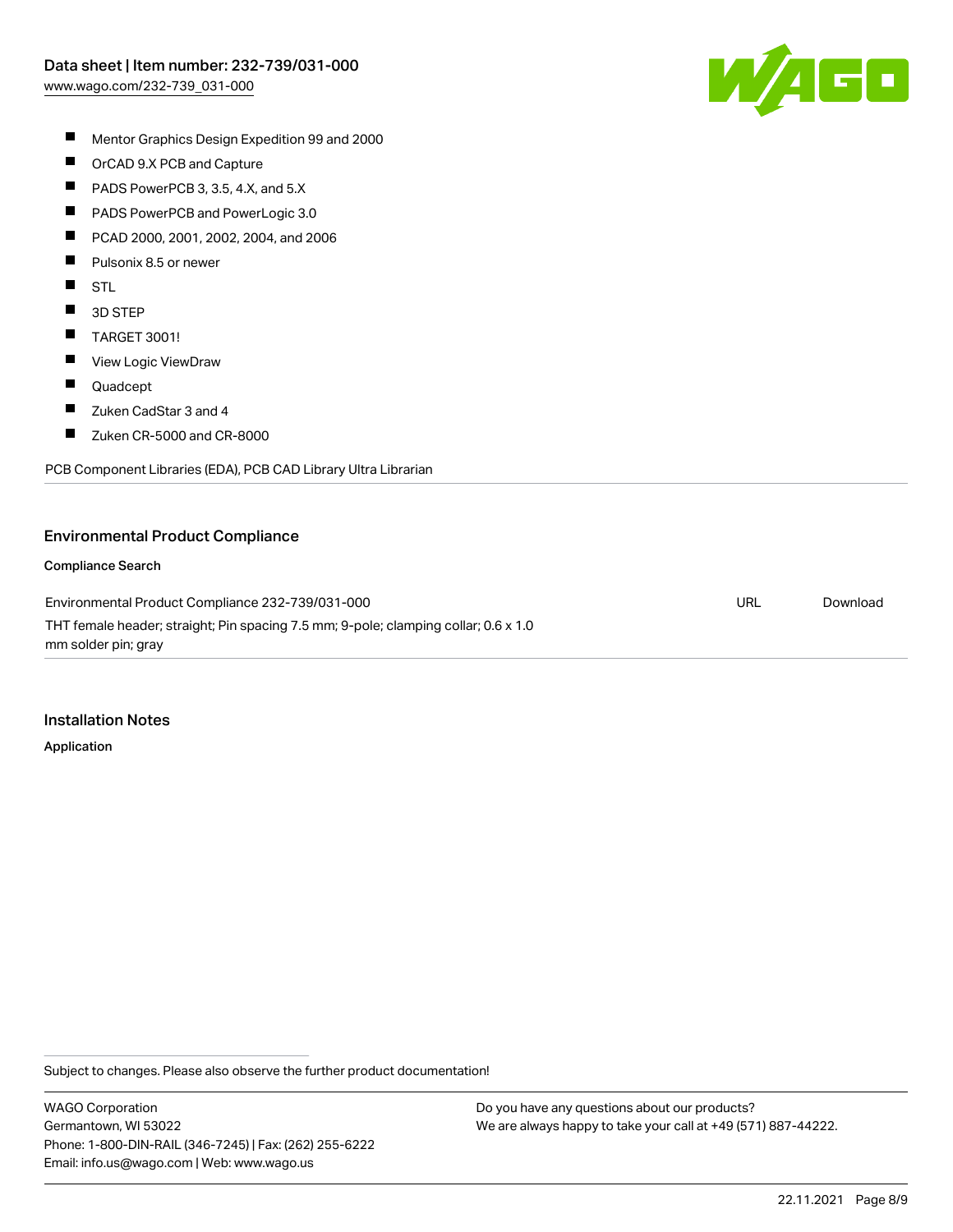- Mentor Graphics Design Expedition 99 and 2000
- OrCAD 9.X PCB and Capture
- PADS PowerPCB 3, 3.5, 4.X, and 5.X
- PADS PowerPCB and PowerLogic 3.0
- PCAD 2000, 2001, 2002, 2004, and 2006
- Pulsonix 8.5 or newer
- STL
- 3D STEP
- TARGET 3001!
- View Logic ViewDraw
- Quadcept
- Zuken CadStar 3 and 4
- Zuken CR-5000 and CR-8000

PCB Component Libraries (EDA), PCB CAD Library Ultra Librarian

## Environmental Product Compliance

### Compliance Search

| | | |
|---|---|---|
| Environmental Product Compliance 232-739/031-000<br>THT female header; straight; Pin spacing 7.5 mm; 9-pole; clamping collar; 0.6 x 1.0 mm solder pin; gray | URL | Download |

## Installation Notes

### Application

Subject to changes. Please also observe the further product documentation!

WAGO Corporation
Germantown, WI 53022
Phone: 1-800-DIN-RAIL (346-7245) | Fax: (262) 255-6222
Email: info.us@wago.com | Web: www.wago.us

Do you have any questions about our products?
We are always happy to take your call at +49 (571) 887-44222.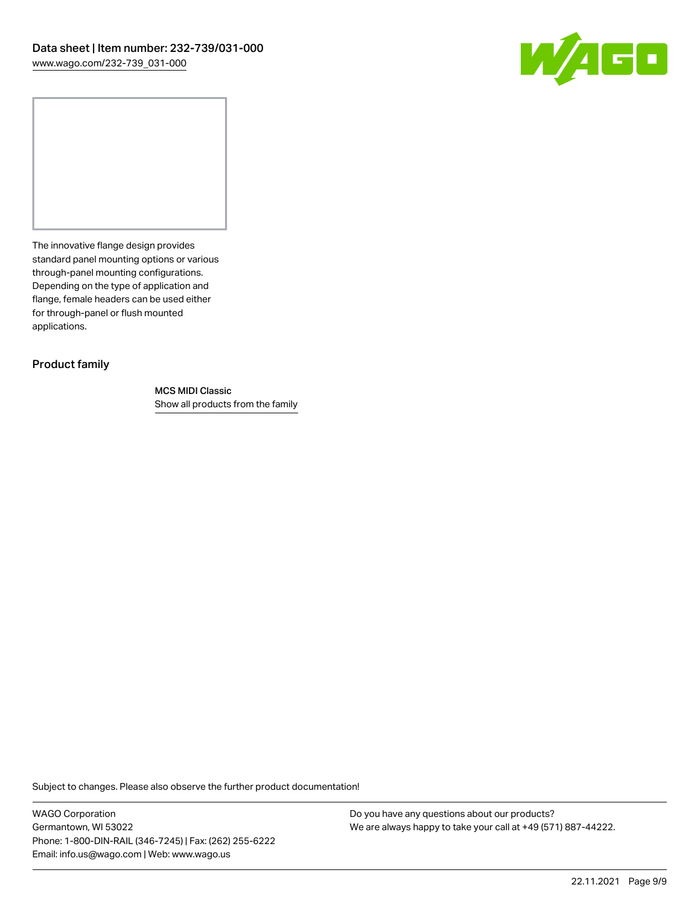The innovative flange design provides standard panel mounting options or various through-panel mounting configurations. Depending on the type of application and flange, female headers can be used either for through-panel or flush mounted applications.

## Product family

MCS MIDI Classic
Show all products from the family

Subject to changes. Please also observe the further product documentation!

WAGO Corporation
Germantown, WI 53022
Phone: 1-800-DIN-RAIL (346-7245) | Fax: (262) 255-6222
Email: info.us@wago.com | Web: www.wago.us

Do you have any questions about our products?
We are always happy to take your call at +49 (571) 887-44222.